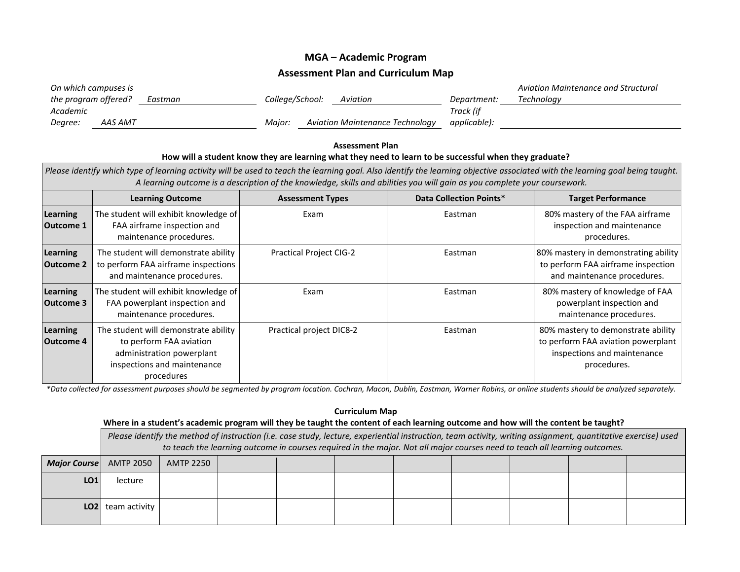# MGA – Academic Program

## Assessment Plan and Curriculum Map

*On which campuses is the program offered?* Eastman | *College/School:* Aviation | *Department:* Aviation Maintenance and Structural Technology

*Academic Degree:* AAS AMT | *Major:* Aviation Maintenance Technology | *Track (if applicable):*

### Assessment Plan

**How will a student know they are learning what they need to learn to be successful when they graduate?**

*Please identify which type of learning activity will be used to teach the learning goal. Also identify the learning objective associated with the learning goal being taught. A learning outcome is a description of the knowledge, skills and abilities you will gain as you complete your coursework.*

| | Learning Outcome | Assessment Types | Data Collection Points* | Target Performance |
|---|---|---|---|---|
| **Learning Outcome 1** | The student will exhibit knowledge of FAA airframe inspection and maintenance procedures. | Exam | Eastman | 80% mastery of the FAA airframe inspection and maintenance procedures. |
| **Learning Outcome 2** | The student will demonstrate ability to perform FAA airframe inspections and maintenance procedures. | Practical Project CIG-2 | Eastman | 80% mastery in demonstrating ability to perform FAA airframe inspection and maintenance procedures. |
| **Learning Outcome 3** | The student will exhibit knowledge of FAA powerplant inspection and maintenance procedures. | Exam | Eastman | 80% mastery of knowledge of FAA powerplant inspection and maintenance procedures. |
| **Learning Outcome 4** | The student will demonstrate ability to perform FAA aviation administration powerplant inspections and maintenance procedures | Practical project DIC8-2 | Eastman | 80% mastery to demonstrate ability to perform FAA aviation powerplant inspections and maintenance procedures. |

*\*Data collected for assessment purposes should be segmented by program location. Cochran, Macon, Dublin, Eastman, Warner Robins, or online students should be analyzed separately.*

### Curriculum Map

**Where in a student's academic program will they be taught the content of each learning outcome and how will the content be taught?**

*Please identify the method of instruction (i.e. case study, lecture, experiential instruction, team activity, writing assignment, quantitative exercise) used to teach the learning outcome in courses required in the major. Not all major courses need to teach all learning outcomes.*

| ***Major Course*** | AMTP 2050 | AMTP 2250 | | | | | | | | |
|---|---|---|---|---|---|---|---|---|---|---|
| **LO1** | lecture | | | | | | | | | |
| **LO2** | team activity | | | | | | | | | |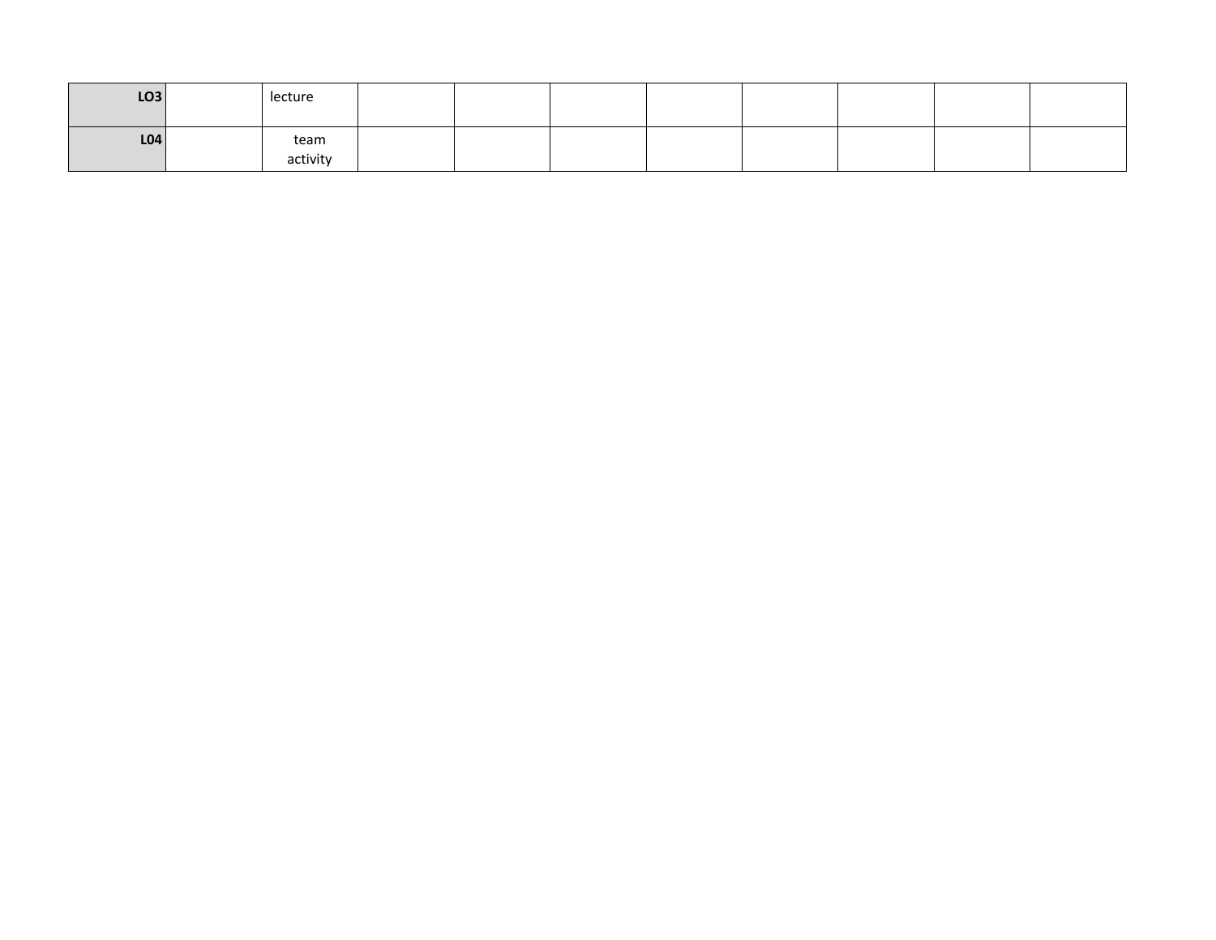| | | | | | | | | | | |
|---|---|---|---|---|---|---|---|---|---|---|
| **LO3** | | lecture | | | | | | | | |
| **L04** | | team activity | | | | | | | | |